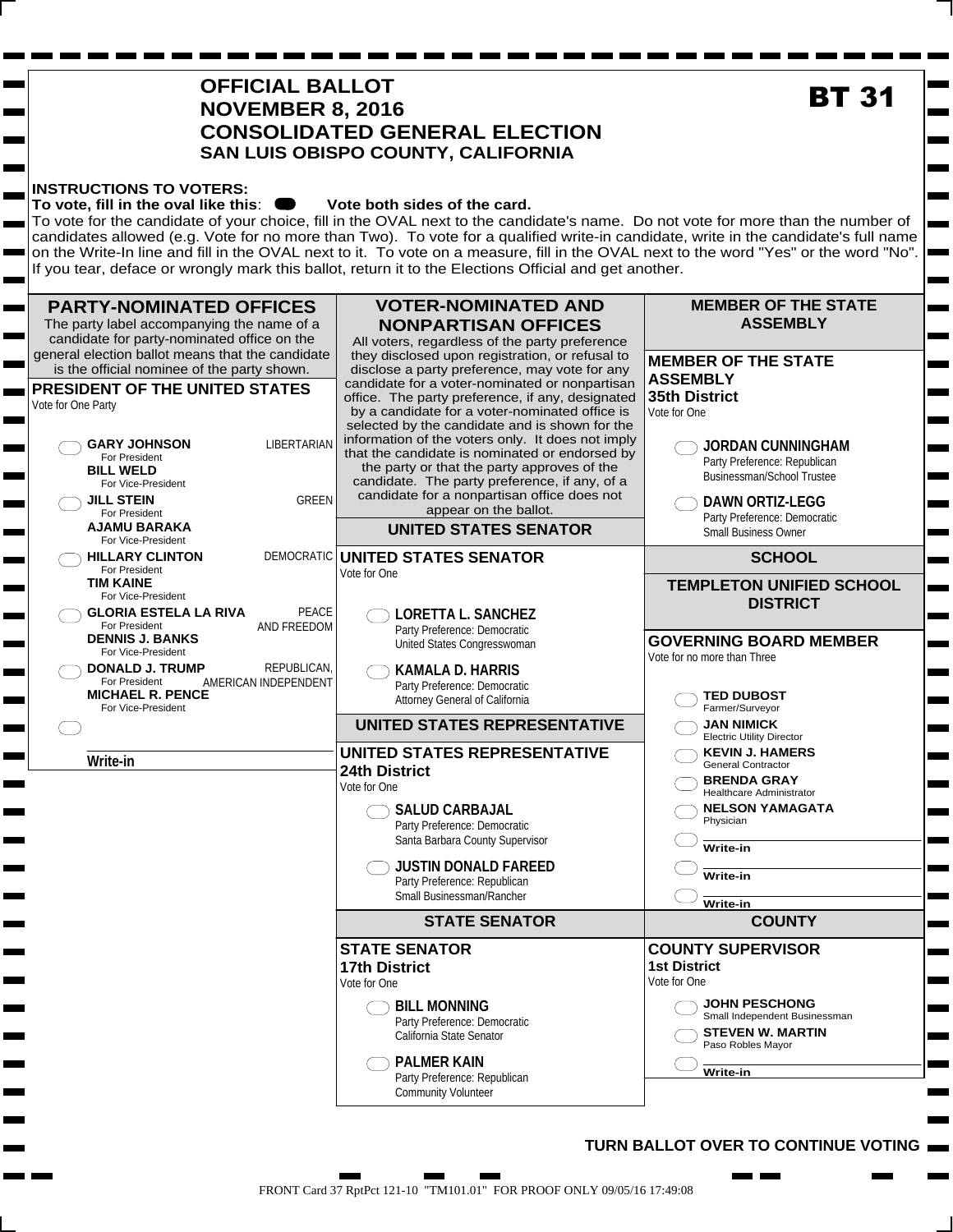# OFFICIAL BALLOT
# NOVEMBER 8, 2016
# CONSOLIDATED GENERAL ELECTION
## SAN LUIS OBISPO COUNTY, CALIFORNIA

**BT 31**

**INSTRUCTIONS TO VOTERS:**
**To vote, fill in the oval like this**: ⬬ **Vote both sides of the card.**
To vote for the candidate of your choice, fill in the OVAL next to the candidate's name. Do not vote for more than the number of candidates allowed (e.g. Vote for no more than Two). To vote for a qualified write-in candidate, write in the candidate's full name on the Write-In line and fill in the OVAL next to it. To vote on a measure, fill in the OVAL next to the word "Yes" or the word "No". If you tear, deface or wrongly mark this ballot, return it to the Elections Official and get another.

## PARTY-NOMINATED OFFICES

The party label accompanying the name of a candidate for party-nominated office on the general election ballot means that the candidate is the official nominee of the party shown.

### PRESIDENT OF THE UNITED STATES

Vote for One Party

- ⬭ **GARY JOHNSON** For President / **BILL WELD** For Vice-President — LIBERTARIAN
- ⬭ **JILL STEIN** For President / **AJAMU BARAKA** For Vice-President — GREEN
- ⬭ **HILLARY CLINTON** For President / **TIM KAINE** For Vice-President — DEMOCRATIC
- ⬭ **GLORIA ESTELA LA RIVA** For President / **DENNIS J. BANKS** For Vice-President — PEACE AND FREEDOM
- ⬭ **DONALD J. TRUMP** For President / **MICHAEL R. PENCE** For Vice-President — REPUBLICAN, AMERICAN INDEPENDENT
- ⬭ ________ **Write-in**

## VOTER-NOMINATED AND NONPARTISAN OFFICES

All voters, regardless of the party preference they disclosed upon registration, or refusal to disclose a party preference, may vote for any candidate for a voter-nominated or nonpartisan office. The party preference, if any, designated by a candidate for a voter-nominated office is selected by the candidate and is shown for the information of the voters only. It does not imply that the candidate is nominated or endorsed by the party or that the party approves of the candidate. The party preference, if any, of a candidate for a nonpartisan office does not appear on the ballot.

## UNITED STATES SENATOR

### UNITED STATES SENATOR

Vote for One

- ⬭ **LORETTA L. SANCHEZ**
  Party Preference: Democratic
  United States Congresswoman
- ⬭ **KAMALA D. HARRIS**
  Party Preference: Democratic
  Attorney General of California

## UNITED STATES REPRESENTATIVE

### UNITED STATES REPRESENTATIVE
### 24th District

Vote for One

- ⬭ **SALUD CARBAJAL**
  Party Preference: Democratic
  Santa Barbara County Supervisor
- ⬭ **JUSTIN DONALD FAREED**
  Party Preference: Republican
  Small Businessman/Rancher

## STATE SENATOR

### STATE SENATOR
### 17th District

Vote for One

- ⬭ **BILL MONNING**
  Party Preference: Democratic
  California State Senator
- ⬭ **PALMER KAIN**
  Party Preference: Republican
  Community Volunteer

## MEMBER OF THE STATE ASSEMBLY

### MEMBER OF THE STATE ASSEMBLY
### 35th District

Vote for One

- ⬭ **JORDAN CUNNINGHAM**
  Party Preference: Republican
  Businessman/School Trustee
- ⬭ **DAWN ORTIZ-LEGG**
  Party Preference: Democratic
  Small Business Owner

## SCHOOL

## TEMPLETON UNIFIED SCHOOL DISTRICT

### GOVERNING BOARD MEMBER

Vote for no more than Three

- ⬭ **TED DUBOST**
  Farmer/Surveyor
- ⬭ **JAN NIMICK**
  Electric Utility Director
- ⬭ **KEVIN J. HAMERS**
  General Contractor
- ⬭ **BRENDA GRAY**
  Healthcare Administrator
- ⬭ **NELSON YAMAGATA**
  Physician
- ⬭ ________ **Write-in**
- ⬭ ________ **Write-in**
- ⬭ ________ **Write-in**

## COUNTY

### COUNTY SUPERVISOR
### 1st District

Vote for One

- ⬭ **JOHN PESCHONG**
  Small Independent Businessman
- ⬭ **STEVEN W. MARTIN**
  Paso Robles Mayor
- ⬭ ________ **Write-in**

**TURN BALLOT OVER TO CONTINUE VOTING**

FRONT Card 37 RptPct 121-10 "TM101.01" FOR PROOF ONLY 09/05/16 17:49:08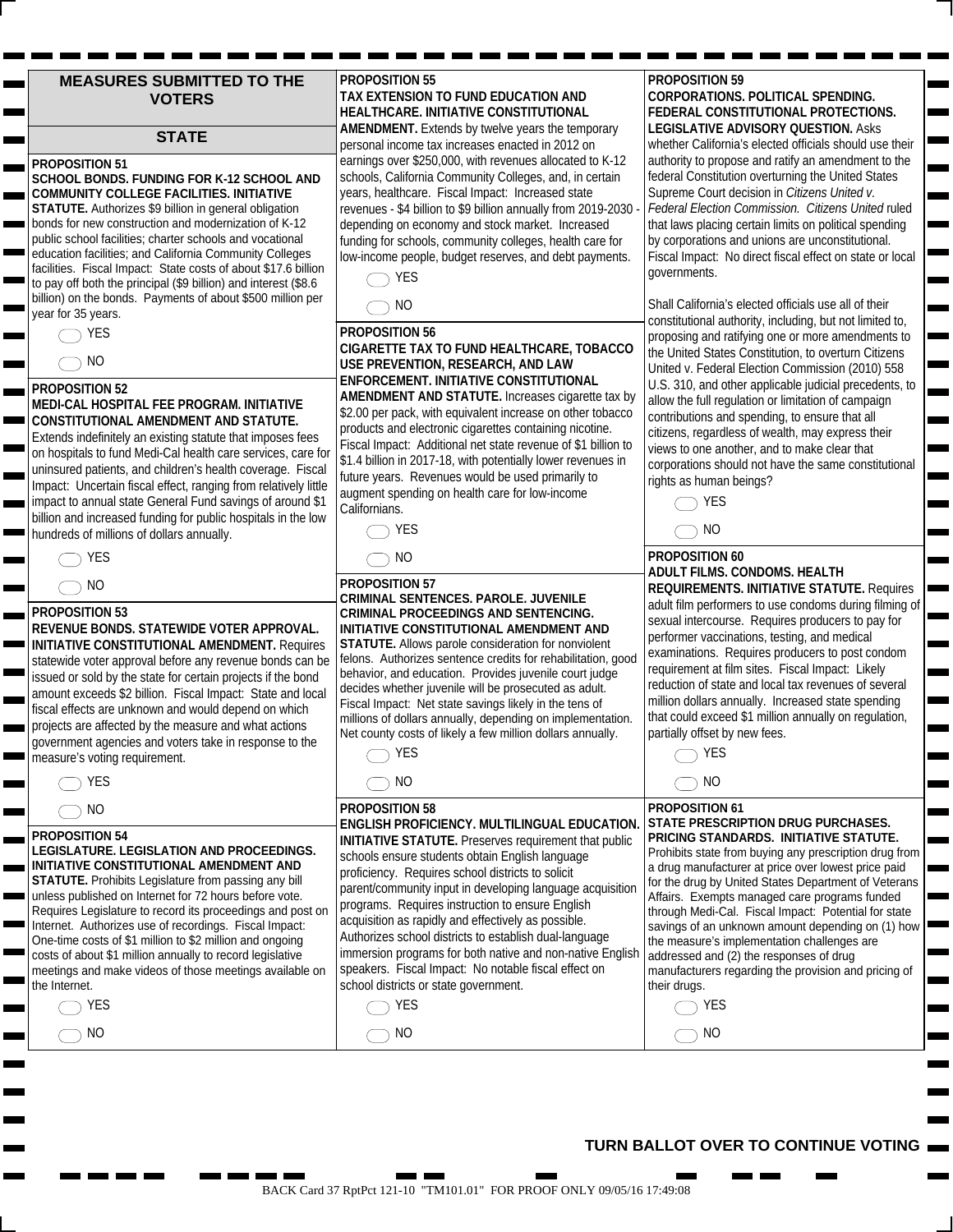# MEASURES SUBMITTED TO THE VOTERS

## STATE

**PROPOSITION 51**
**SCHOOL BONDS. FUNDING FOR K-12 SCHOOL AND COMMUNITY COLLEGE FACILITIES. INITIATIVE STATUTE.** Authorizes $9 billion in general obligation bonds for new construction and modernization of K-12 public school facilities; charter schools and vocational education facilities; and California Community Colleges facilities. Fiscal Impact: State costs of about $17.6 billion to pay off both the principal ($9 billion) and interest ($8.6 billion) on the bonds. Payments of about $500 million per year for 35 years.

- YES
- NO

**PROPOSITION 52**
**MEDI-CAL HOSPITAL FEE PROGRAM. INITIATIVE CONSTITUTIONAL AMENDMENT AND STATUTE.** Extends indefinitely an existing statute that imposes fees on hospitals to fund Medi-Cal health care services, care for uninsured patients, and children's health coverage. Fiscal Impact: Uncertain fiscal effect, ranging from relatively little impact to annual state General Fund savings of around $1 billion and increased funding for public hospitals in the low hundreds of millions of dollars annually.

- YES
- NO

**PROPOSITION 53**
**REVENUE BONDS. STATEWIDE VOTER APPROVAL. INITIATIVE CONSTITUTIONAL AMENDMENT.** Requires statewide voter approval before any revenue bonds can be issued or sold by the state for certain projects if the bond amount exceeds $2 billion. Fiscal Impact: State and local fiscal effects are unknown and would depend on which projects are affected by the measure and what actions government agencies and voters take in response to the measure's voting requirement.

- YES
- NO

**PROPOSITION 54**
**LEGISLATURE. LEGISLATION AND PROCEEDINGS. INITIATIVE CONSTITUTIONAL AMENDMENT AND STATUTE.** Prohibits Legislature from passing any bill unless published on Internet for 72 hours before vote. Requires Legislature to record its proceedings and post on Internet. Authorizes use of recordings. Fiscal Impact: One-time costs of $1 million to $2 million and ongoing costs of about $1 million annually to record legislative meetings and make videos of those meetings available on the Internet.

- YES
- NO

**PROPOSITION 55**
**TAX EXTENSION TO FUND EDUCATION AND HEALTHCARE. INITIATIVE CONSTITUTIONAL AMENDMENT.** Extends by twelve years the temporary personal income tax increases enacted in 2012 on earnings over $250,000, with revenues allocated to K-12 schools, California Community Colleges, and, in certain years, healthcare. Fiscal Impact: Increased state revenues - $4 billion to $9 billion annually from 2019-2030 - depending on economy and stock market. Increased funding for schools, community colleges, health care for low-income people, budget reserves, and debt payments.

- YES
- NO

**PROPOSITION 56**
**CIGARETTE TAX TO FUND HEALTHCARE, TOBACCO USE PREVENTION, RESEARCH, AND LAW ENFORCEMENT. INITIATIVE CONSTITUTIONAL AMENDMENT AND STATUTE.** Increases cigarette tax by $2.00 per pack, with equivalent increase on other tobacco products and electronic cigarettes containing nicotine. Fiscal Impact: Additional net state revenue of $1 billion to $1.4 billion in 2017-18, with potentially lower revenues in future years. Revenues would be used primarily to augment spending on health care for low-income Californians.

- YES
- NO

**PROPOSITION 57**
**CRIMINAL SENTENCES. PAROLE. JUVENILE CRIMINAL PROCEEDINGS AND SENTENCING. INITIATIVE CONSTITUTIONAL AMENDMENT AND STATUTE.** Allows parole consideration for nonviolent felons. Authorizes sentence credits for rehabilitation, good behavior, and education. Provides juvenile court judge decides whether juvenile will be prosecuted as adult. Fiscal Impact: Net state savings likely in the tens of millions of dollars annually, depending on implementation. Net county costs of likely a few million dollars annually.

- YES
- NO

**PROPOSITION 58**
**ENGLISH PROFICIENCY. MULTILINGUAL EDUCATION. INITIATIVE STATUTE.** Preserves requirement that public schools ensure students obtain English language proficiency. Requires school districts to solicit parent/community input in developing language acquisition programs. Requires instruction to ensure English acquisition as rapidly and effectively as possible. Authorizes school districts to establish dual-language immersion programs for both native and non-native English speakers. Fiscal Impact: No notable fiscal effect on school districts or state government.

- YES
- NO

**PROPOSITION 59**
**CORPORATIONS. POLITICAL SPENDING. FEDERAL CONSTITUTIONAL PROTECTIONS. LEGISLATIVE ADVISORY QUESTION.** Asks whether California's elected officials should use their authority to propose and ratify an amendment to the federal Constitution overturning the United States Supreme Court decision in *Citizens United v. Federal Election Commission*. *Citizens United* ruled that laws placing certain limits on political spending by corporations and unions are unconstitutional. Fiscal Impact: No direct fiscal effect on state or local governments.

Shall California's elected officials use all of their constitutional authority, including, but not limited to, proposing and ratifying one or more amendments to the United States Constitution, to overturn Citizens United v. Federal Election Commission (2010) 558 U.S. 310, and other applicable judicial precedents, to allow the full regulation or limitation of campaign contributions and spending, to ensure that all citizens, regardless of wealth, may express their views to one another, and to make clear that corporations should not have the same constitutional rights as human beings?

- YES
- NO

**PROPOSITION 60**
**ADULT FILMS. CONDOMS. HEALTH REQUIREMENTS. INITIATIVE STATUTE.** Requires adult film performers to use condoms during filming of sexual intercourse. Requires producers to pay for performer vaccinations, testing, and medical examinations. Requires producers to post condom requirement at film sites. Fiscal Impact: Likely reduction of state and local tax revenues of several million dollars annually. Increased state spending that could exceed $1 million annually on regulation, partially offset by new fees.

- YES
- NO

**PROPOSITION 61**
**STATE PRESCRIPTION DRUG PURCHASES. PRICING STANDARDS. INITIATIVE STATUTE.** Prohibits state from buying any prescription drug from a drug manufacturer at price over lowest price paid for the drug by United States Department of Veterans Affairs. Exempts managed care programs funded through Medi-Cal. Fiscal Impact: Potential for state savings of an unknown amount depending on (1) how the measure's implementation challenges are addressed and (2) the responses of drug manufacturers regarding the provision and pricing of their drugs.

- YES
- NO

**TURN BALLOT OVER TO CONTINUE VOTING**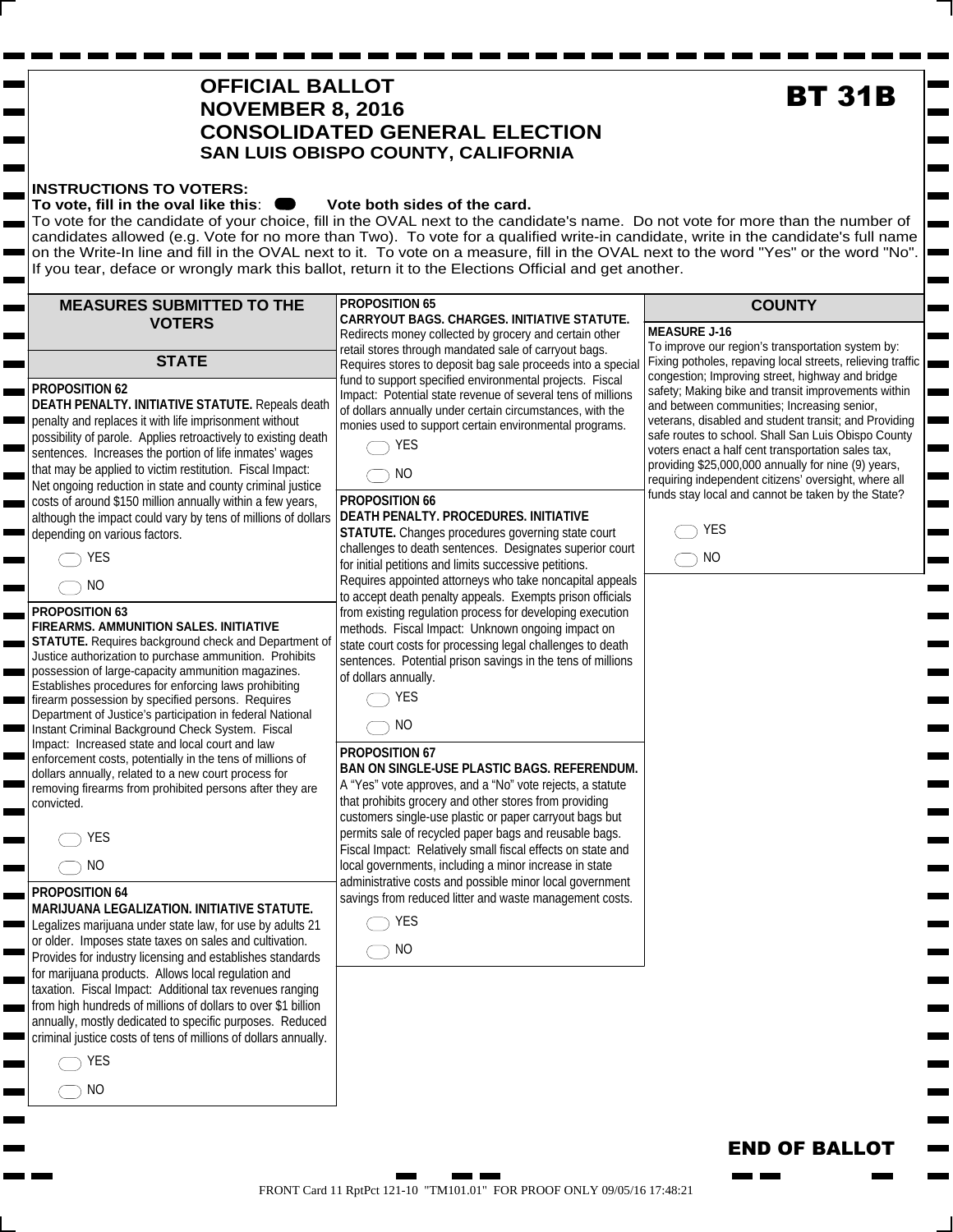# OFFICIAL BALLOT
# NOVEMBER 8, 2016
# CONSOLIDATED GENERAL ELECTION
## SAN LUIS OBISPO COUNTY, CALIFORNIA

**BT 31B**

**INSTRUCTIONS TO VOTERS:**
**To vote, fill in the oval like this: ⬬ Vote both sides of the card.**
To vote for the candidate of your choice, fill in the OVAL next to the candidate's name. Do not vote for more than the number of candidates allowed (e.g. Vote for no more than Two). To vote for a qualified write-in candidate, write in the candidate's full name on the Write-In line and fill in the OVAL next to it. To vote on a measure, fill in the OVAL next to the word "Yes" or the word "No". If you tear, deface or wrongly mark this ballot, return it to the Elections Official and get another.

## MEASURES SUBMITTED TO THE VOTERS

## STATE

**PROPOSITION 62**
**DEATH PENALTY. INITIATIVE STATUTE.** Repeals death penalty and replaces it with life imprisonment without possibility of parole. Applies retroactively to existing death sentences. Increases the portion of life inmates' wages that may be applied to victim restitution. Fiscal Impact: Net ongoing reduction in state and county criminal justice costs of around $150 million annually within a few years, although the impact could vary by tens of millions of dollars depending on various factors.

- YES
- NO

**PROPOSITION 63**
**FIREARMS. AMMUNITION SALES. INITIATIVE STATUTE.** Requires background check and Department of Justice authorization to purchase ammunition. Prohibits possession of large-capacity ammunition magazines. Establishes procedures for enforcing laws prohibiting firearm possession by specified persons. Requires Department of Justice's participation in federal National Instant Criminal Background Check System. Fiscal Impact: Increased state and local court and law enforcement costs, potentially in the tens of millions of dollars annually, related to a new court process for removing firearms from prohibited persons after they are convicted.

- YES
- NO

**PROPOSITION 64**
**MARIJUANA LEGALIZATION. INITIATIVE STATUTE.** Legalizes marijuana under state law, for use by adults 21 or older. Imposes state taxes on sales and cultivation. Provides for industry licensing and establishes standards for marijuana products. Allows local regulation and taxation. Fiscal Impact: Additional tax revenues ranging from high hundreds of millions of dollars to over $1 billion annually, mostly dedicated to specific purposes. Reduced criminal justice costs of tens of millions of dollars annually.

- YES
- NO

**PROPOSITION 65**
**CARRYOUT BAGS. CHARGES. INITIATIVE STATUTE.** Redirects money collected by grocery and certain other retail stores through mandated sale of carryout bags. Requires stores to deposit bag sale proceeds into a special fund to support specified environmental projects. Fiscal Impact: Potential state revenue of several tens of millions of dollars annually under certain circumstances, with the monies used to support certain environmental programs.

- YES
- NO

**PROPOSITION 66**
**DEATH PENALTY. PROCEDURES. INITIATIVE STATUTE.** Changes procedures governing state court challenges to death sentences. Designates superior court for initial petitions and limits successive petitions. Requires appointed attorneys who take noncapital appeals to accept death penalty appeals. Exempts prison officials from existing regulation process for developing execution methods. Fiscal Impact: Unknown ongoing impact on state court costs for processing legal challenges to death sentences. Potential prison savings in the tens of millions of dollars annually.

- YES
- NO

**PROPOSITION 67**
**BAN ON SINGLE-USE PLASTIC BAGS. REFERENDUM.** A "Yes" vote approves, and a "No" vote rejects, a statute that prohibits grocery and other stores from providing customers single-use plastic or paper carryout bags but permits sale of recycled paper bags and reusable bags. Fiscal Impact: Relatively small fiscal effects on state and local governments, including a minor increase in state administrative costs and possible minor local government savings from reduced litter and waste management costs.

- YES
- NO

## COUNTY

**MEASURE J-16**
To improve our region's transportation system by: Fixing potholes, repaving local streets, relieving traffic congestion; Improving street, highway and bridge safety; Making bike and transit improvements within and between communities; Increasing senior, veterans, disabled and student transit; and Providing safe routes to school. Shall San Luis Obispo County voters enact a half cent transportation sales tax, providing $25,000,000 annually for nine (9) years, requiring independent citizens' oversight, where all funds stay local and cannot be taken by the State?

- YES
- NO

**END OF BALLOT**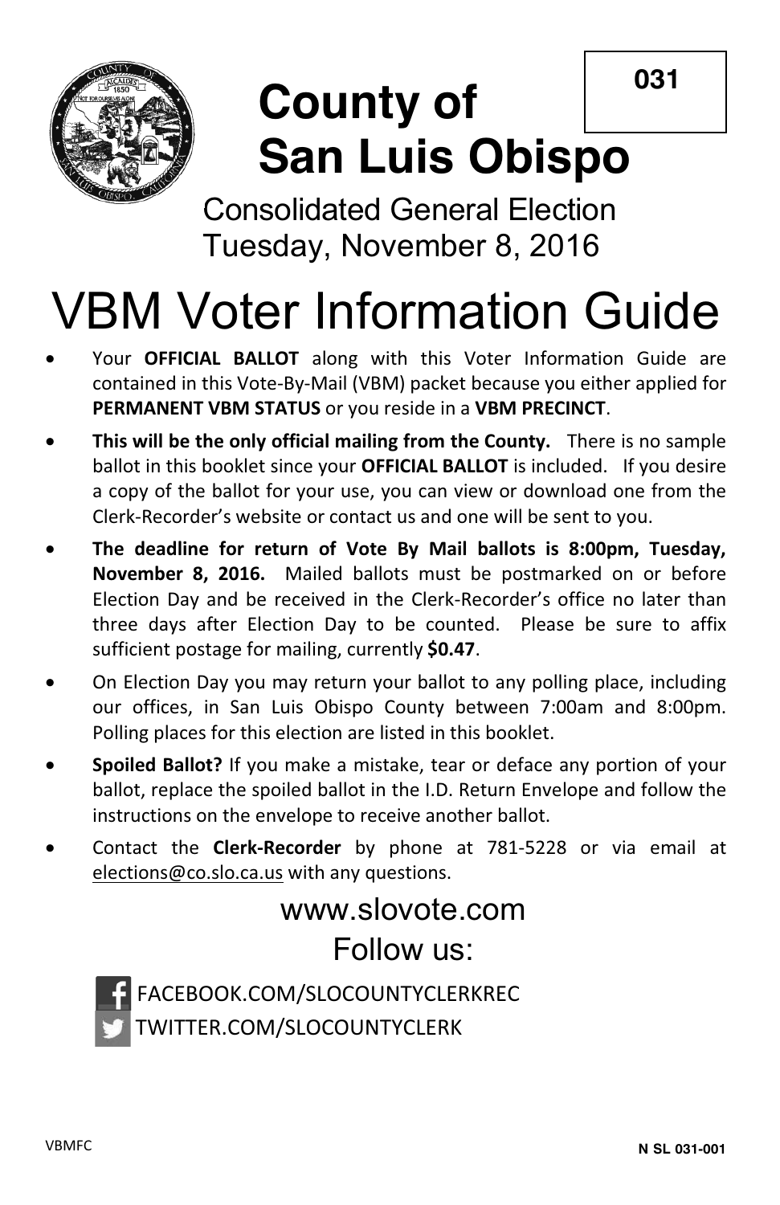031

# County of San Luis Obispo

Consolidated General Election
Tuesday, November 8, 2016

# VBM Voter Information Guide

- Your **OFFICIAL BALLOT** along with this Voter Information Guide are contained in this Vote-By-Mail (VBM) packet because you either applied for **PERMANENT VBM STATUS** or you reside in a **VBM PRECINCT**.
- **This will be the only official mailing from the County.** There is no sample ballot in this booklet since your **OFFICIAL BALLOT** is included. If you desire a copy of the ballot for your use, you can view or download one from the Clerk-Recorder's website or contact us and one will be sent to you.
- **The deadline for return of Vote By Mail ballots is 8:00pm, Tuesday, November 8, 2016.** Mailed ballots must be postmarked on or before Election Day and be received in the Clerk-Recorder's office no later than three days after Election Day to be counted. Please be sure to affix sufficient postage for mailing, currently **$0.47**.
- On Election Day you may return your ballot to any polling place, including our offices, in San Luis Obispo County between 7:00am and 8:00pm. Polling places for this election are listed in this booklet.
- **Spoiled Ballot?** If you make a mistake, tear or deface any portion of your ballot, replace the spoiled ballot in the I.D. Return Envelope and follow the instructions on the envelope to receive another ballot.
- Contact the **Clerk-Recorder** by phone at 781-5228 or via email at elections@co.slo.ca.us with any questions.

www.slovote.com

Follow us:

FACEBOOK.COM/SLOCOUNTYCLERKREC
TWITTER.COM/SLOCOUNTYCLERK

VBMFC

N SL 031-001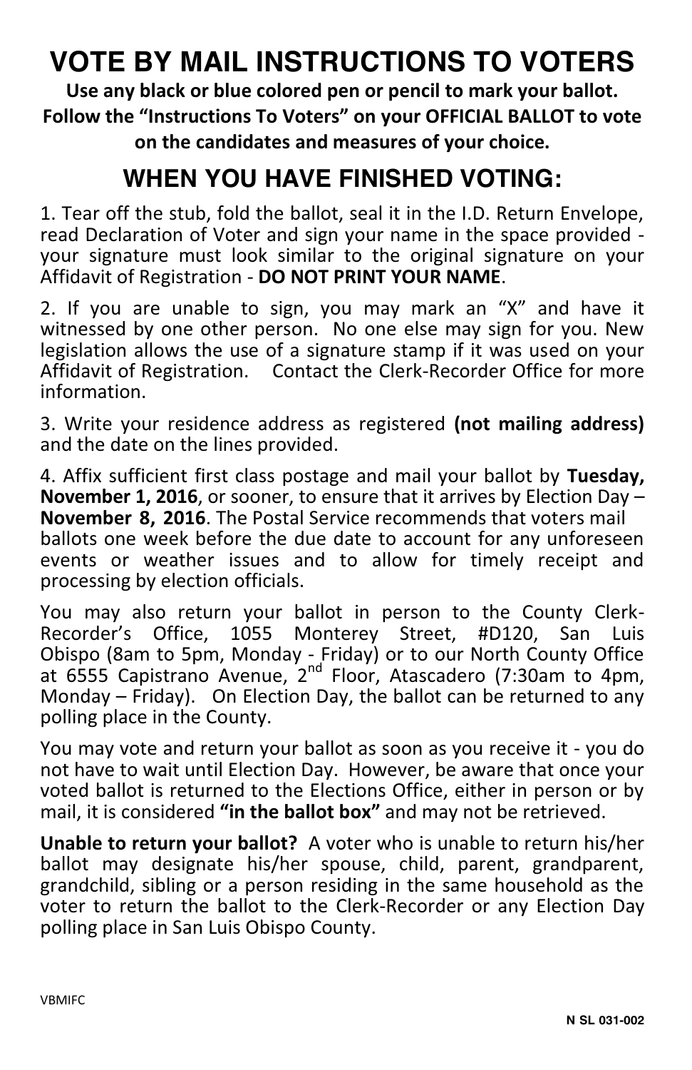# VOTE BY MAIL INSTRUCTIONS TO VOTERS

**Use any black or blue colored pen or pencil to mark your ballot. Follow the "Instructions To Voters" on your OFFICIAL BALLOT to vote on the candidates and measures of your choice.**

## WHEN YOU HAVE FINISHED VOTING:

1. Tear off the stub, fold the ballot, seal it in the I.D. Return Envelope, read Declaration of Voter and sign your name in the space provided - your signature must look similar to the original signature on your Affidavit of Registration - **DO NOT PRINT YOUR NAME**.

2. If you are unable to sign, you may mark an "X" and have it witnessed by one other person. No one else may sign for you. New legislation allows the use of a signature stamp if it was used on your Affidavit of Registration. Contact the Clerk-Recorder Office for more information.

3. Write your residence address as registered **(not mailing address)** and the date on the lines provided.

4. Affix sufficient first class postage and mail your ballot by **Tuesday, November 1, 2016**, or sooner, to ensure that it arrives by Election Day – **November 8, 2016**. The Postal Service recommends that voters mail ballots one week before the due date to account for any unforeseen events or weather issues and to allow for timely receipt and processing by election officials.

You may also return your ballot in person to the County Clerk-Recorder's Office, 1055 Monterey Street, #D120, San Luis Obispo (8am to 5pm, Monday - Friday) or to our North County Office at 6555 Capistrano Avenue, 2nd Floor, Atascadero (7:30am to 4pm, Monday – Friday). On Election Day, the ballot can be returned to any polling place in the County.

You may vote and return your ballot as soon as you receive it - you do not have to wait until Election Day. However, be aware that once your voted ballot is returned to the Elections Office, either in person or by mail, it is considered **"in the ballot box"** and may not be retrieved.

**Unable to return your ballot?** A voter who is unable to return his/her ballot may designate his/her spouse, child, parent, grandparent, grandchild, sibling or a person residing in the same household as the voter to return the ballot to the Clerk-Recorder or any Election Day polling place in San Luis Obispo County.

VBMIFC

N SL 031-002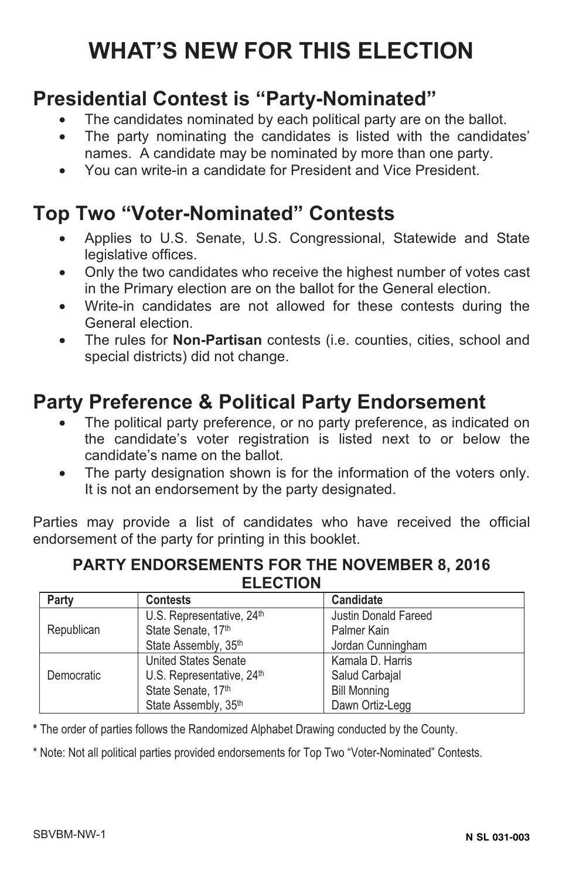# WHAT'S NEW FOR THIS ELECTION

## Presidential Contest is "Party-Nominated"

- The candidates nominated by each political party are on the ballot.
- The party nominating the candidates is listed with the candidates' names. A candidate may be nominated by more than one party.
- You can write-in a candidate for President and Vice President.

## Top Two "Voter-Nominated" Contests

- Applies to U.S. Senate, U.S. Congressional, Statewide and State legislative offices.
- Only the two candidates who receive the highest number of votes cast in the Primary election are on the ballot for the General election.
- Write-in candidates are not allowed for these contests during the General election.
- The rules for **Non-Partisan** contests (i.e. counties, cities, school and special districts) did not change.

## Party Preference & Political Party Endorsement

- The political party preference, or no party preference, as indicated on the candidate's voter registration is listed next to or below the candidate's name on the ballot.
- The party designation shown is for the information of the voters only. It is not an endorsement by the party designated.

Parties may provide a list of candidates who have received the official endorsement of the party for printing in this booklet.

**PARTY ENDORSEMENTS FOR THE NOVEMBER 8, 2016 ELECTION**

| Party | Contests | Candidate |
|---|---|---|
| Republican | U.S. Representative, 24th | Justin Donald Fareed |
| | State Senate, 17th | Palmer Kain |
| | State Assembly, 35th | Jordan Cunningham |
| Democratic | United States Senate | Kamala D. Harris |
| | U.S. Representative, 24th | Salud Carbajal |
| | State Senate, 17th | Bill Monning |
| | State Assembly, 35th | Dawn Ortiz-Legg |

**\*** The order of parties follows the Randomized Alphabet Drawing conducted by the County.

\* Note: Not all political parties provided endorsements for Top Two "Voter-Nominated" Contests.

SBVBM-NW-1

**N SL 031-003**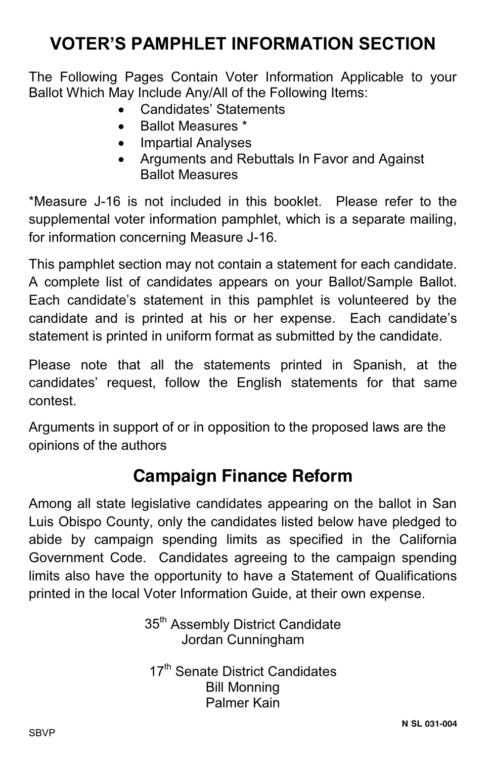# VOTER'S PAMPHLET INFORMATION SECTION

The Following Pages Contain Voter Information Applicable to your Ballot Which May Include Any/All of the Following Items:

- Candidates' Statements
- Ballot Measures *
- Impartial Analyses
- Arguments and Rebuttals In Favor and Against Ballot Measures

*Measure J-16 is not included in this booklet. Please refer to the supplemental voter information pamphlet, which is a separate mailing, for information concerning Measure J-16.

This pamphlet section may not contain a statement for each candidate. A complete list of candidates appears on your Ballot/Sample Ballot. Each candidate's statement in this pamphlet is volunteered by the candidate and is printed at his or her expense. Each candidate's statement is printed in uniform format as submitted by the candidate.

Please note that all the statements printed in Spanish, at the candidates' request, follow the English statements for that same contest.

Arguments in support of or in opposition to the proposed laws are the opinions of the authors

## Campaign Finance Reform

Among all state legislative candidates appearing on the ballot in San Luis Obispo County, only the candidates listed below have pledged to abide by campaign spending limits as specified in the California Government Code. Candidates agreeing to the campaign spending limits also have the opportunity to have a Statement of Qualifications printed in the local Voter Information Guide, at their own expense.

35th Assembly District Candidate
Jordan Cunningham

17th Senate District Candidates
Bill Monning
Palmer Kain

N SL 031-004

SBVP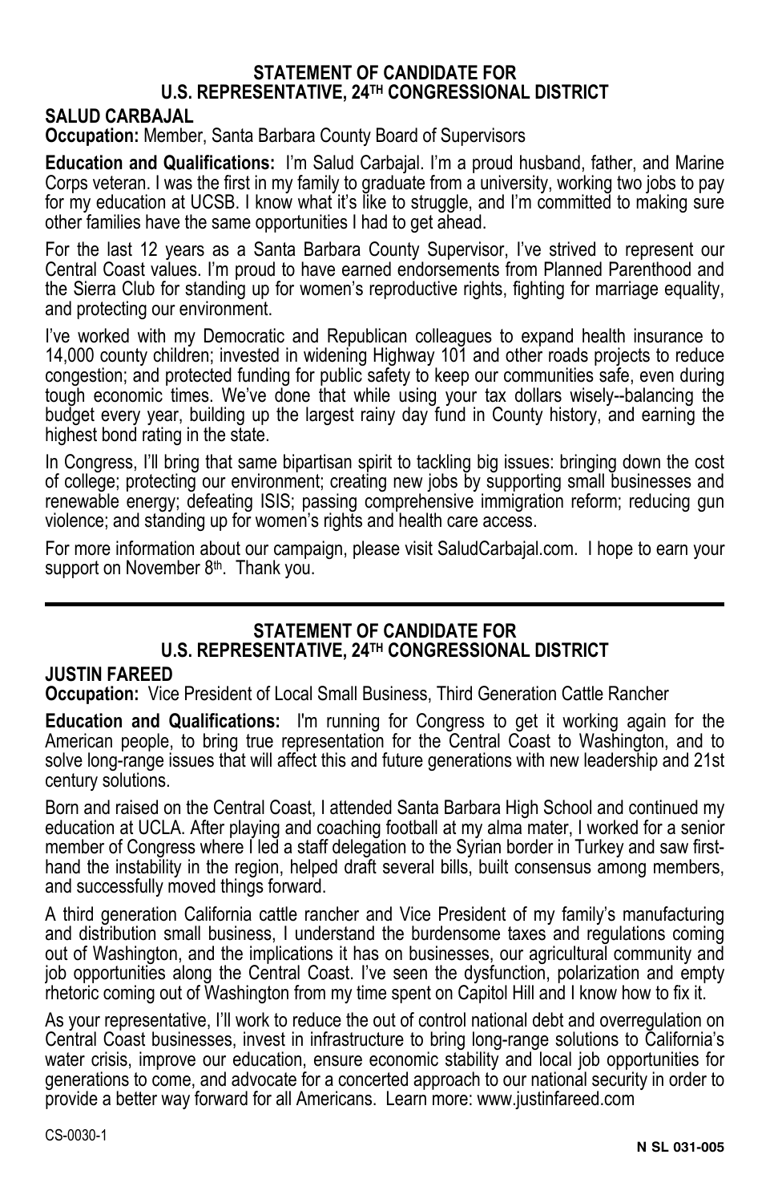## STATEMENT OF CANDIDATE FOR U.S. REPRESENTATIVE, 24TH CONGRESSIONAL DISTRICT

### SALUD CARBAJAL

**Occupation:** Member, Santa Barbara County Board of Supervisors

**Education and Qualifications:** I'm Salud Carbajal. I'm a proud husband, father, and Marine Corps veteran. I was the first in my family to graduate from a university, working two jobs to pay for my education at UCSB. I know what it's like to struggle, and I'm committed to making sure other families have the same opportunities I had to get ahead.

For the last 12 years as a Santa Barbara County Supervisor, I've strived to represent our Central Coast values. I'm proud to have earned endorsements from Planned Parenthood and the Sierra Club for standing up for women's reproductive rights, fighting for marriage equality, and protecting our environment.

I've worked with my Democratic and Republican colleagues to expand health insurance to 14,000 county children; invested in widening Highway 101 and other roads projects to reduce congestion; and protected funding for public safety to keep our communities safe, even during tough economic times. We've done that while using your tax dollars wisely--balancing the budget every year, building up the largest rainy day fund in County history, and earning the highest bond rating in the state.

In Congress, I'll bring that same bipartisan spirit to tackling big issues: bringing down the cost of college; protecting our environment; creating new jobs by supporting small businesses and renewable energy; defeating ISIS; passing comprehensive immigration reform; reducing gun violence; and standing up for women's rights and health care access.

For more information about our campaign, please visit SaludCarbajal.com. I hope to earn your support on November 8th. Thank you.

---

## STATEMENT OF CANDIDATE FOR U.S. REPRESENTATIVE, 24TH CONGRESSIONAL DISTRICT

### JUSTIN FAREED

**Occupation:** Vice President of Local Small Business, Third Generation Cattle Rancher

**Education and Qualifications:** I'm running for Congress to get it working again for the American people, to bring true representation for the Central Coast to Washington, and to solve long-range issues that will affect this and future generations with new leadership and 21st century solutions.

Born and raised on the Central Coast, I attended Santa Barbara High School and continued my education at UCLA. After playing and coaching football at my alma mater, I worked for a senior member of Congress where I led a staff delegation to the Syrian border in Turkey and saw first-hand the instability in the region, helped draft several bills, built consensus among members, and successfully moved things forward.

A third generation California cattle rancher and Vice President of my family's manufacturing and distribution small business, I understand the burdensome taxes and regulations coming out of Washington, and the implications it has on businesses, our agricultural community and job opportunities along the Central Coast. I've seen the dysfunction, polarization and empty rhetoric coming out of Washington from my time spent on Capitol Hill and I know how to fix it.

As your representative, I'll work to reduce the out of control national debt and overregulation on Central Coast businesses, invest in infrastructure to bring long-range solutions to California's water crisis, improve our education, ensure economic stability and local job opportunities for generations to come, and advocate for a concerted approach to our national security in order to provide a better way forward for all Americans. Learn more: www.justinfareed.com

CS-0030-1

N SL 031-005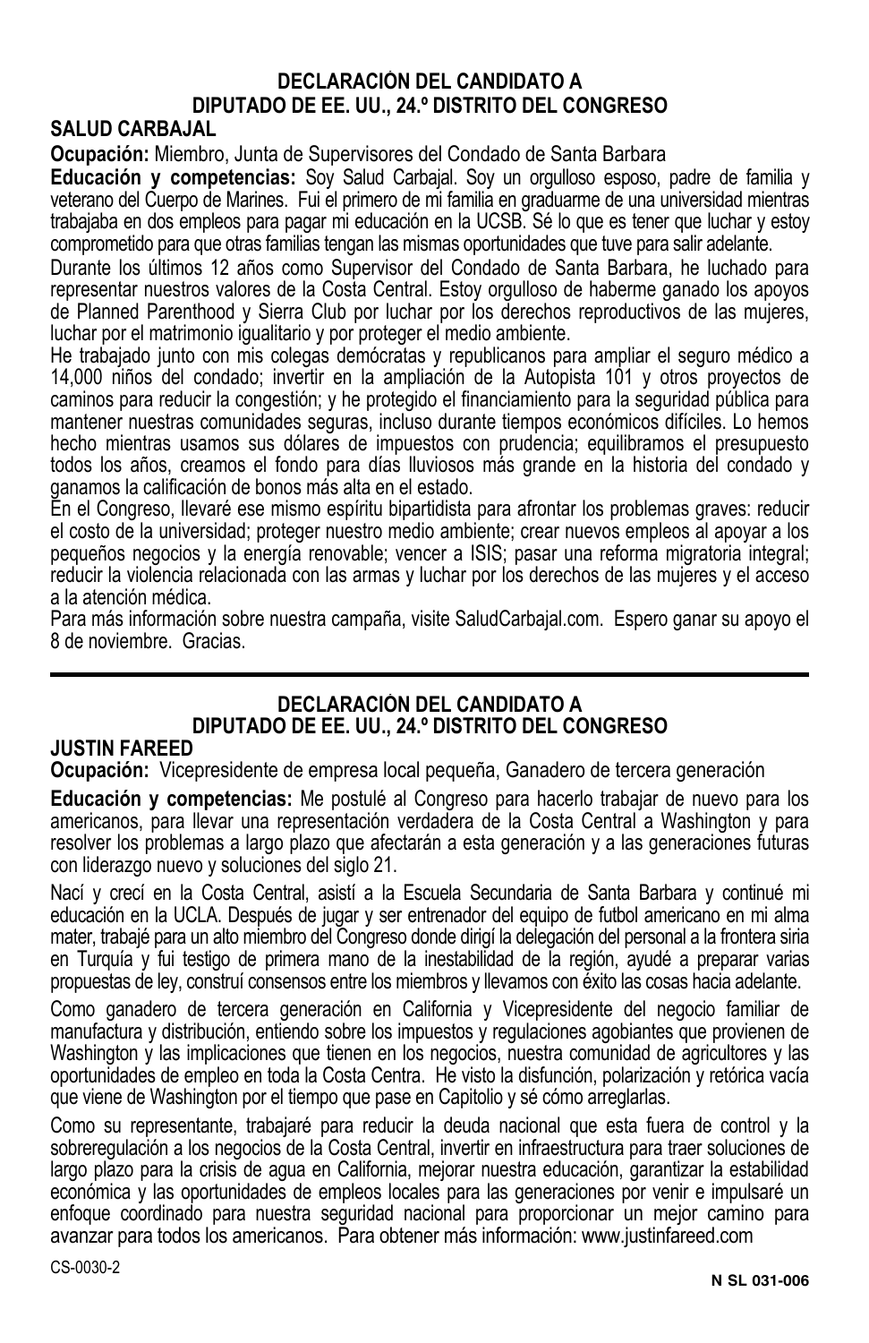## DECLARACIÓN DEL CANDIDATO A DIPUTADO DE EE. UU., 24.º DISTRITO DEL CONGRESO

### SALUD CARBAJAL

**Ocupación:** Miembro, Junta de Supervisores del Condado de Santa Barbara

**Educación y competencias:** Soy Salud Carbajal. Soy un orgulloso esposo, padre de familia y veterano del Cuerpo de Marines. Fui el primero de mi familia en graduarme de una universidad mientras trabajaba en dos empleos para pagar mi educación en la UCSB. Sé lo que es tener que luchar y estoy comprometido para que otras familias tengan las mismas oportunidades que tuve para salir adelante.

Durante los últimos 12 años como Supervisor del Condado de Santa Barbara, he luchado para representar nuestros valores de la Costa Central. Estoy orgulloso de haberme ganado los apoyos de Planned Parenthood y Sierra Club por luchar por los derechos reproductivos de las mujeres, luchar por el matrimonio igualitario y por proteger el medio ambiente.

He trabajado junto con mis colegas demócratas y republicanos para ampliar el seguro médico a 14,000 niños del condado; invertir en la ampliación de la Autopista 101 y otros proyectos de caminos para reducir la congestión; y he protegido el financiamiento para la seguridad pública para mantener nuestras comunidades seguras, incluso durante tiempos económicos difíciles. Lo hemos hecho mientras usamos sus dólares de impuestos con prudencia; equilibramos el presupuesto todos los años, creamos el fondo para días lluviosos más grande en la historia del condado y ganamos la calificación de bonos más alta en el estado.

En el Congreso, llevaré ese mismo espíritu bipartidista para afrontar los problemas graves: reducir el costo de la universidad; proteger nuestro medio ambiente; crear nuevos empleos al apoyar a los pequeños negocios y la energía renovable; vencer a ISIS; pasar una reforma migratoria integral; reducir la violencia relacionada con las armas y luchar por los derechos de las mujeres y el acceso a la atención médica.

Para más información sobre nuestra campaña, visite SaludCarbajal.com. Espero ganar su apoyo el 8 de noviembre. Gracias.

---

## DECLARACIÓN DEL CANDIDATO A DIPUTADO DE EE. UU., 24.º DISTRITO DEL CONGRESO

### JUSTIN FAREED

**Ocupación:** Vicepresidente de empresa local pequeña, Ganadero de tercera generación

**Educación y competencias:** Me postulé al Congreso para hacerlo trabajar de nuevo para los americanos, para llevar una representación verdadera de la Costa Central a Washington y para resolver los problemas a largo plazo que afectarán a esta generación y a las generaciones futuras con liderazgo nuevo y soluciones del siglo 21.

Nací y crecí en la Costa Central, asistí a la Escuela Secundaria de Santa Barbara y continué mi educación en la UCLA. Después de jugar y ser entrenador del equipo de futbol americano en mi alma mater, trabajé para un alto miembro del Congreso donde dirigí la delegación del personal a la frontera siria en Turquía y fui testigo de primera mano de la inestabilidad de la región, ayudé a preparar varias propuestas de ley, construí consensos entre los miembros y llevamos con éxito las cosas hacia adelante.

Como ganadero de tercera generación en California y Vicepresidente del negocio familiar de manufactura y distribución, entiendo sobre los impuestos y regulaciones agobiantes que provienen de Washington y las implicaciones que tienen en los negocios, nuestra comunidad de agricultores y las oportunidades de empleo en toda la Costa Centra. He visto la disfunción, polarización y retórica vacía que viene de Washington por el tiempo que pase en Capitolio y sé cómo arreglarlas.

Como su representante, trabajaré para reducir la deuda nacional que esta fuera de control y la sobreregulación a los negocios de la Costa Central, invertir en infraestructura para traer soluciones de largo plazo para la crisis de agua en California, mejorar nuestra educación, garantizar la estabilidad económica y las oportunidades de empleos locales para las generaciones por venir e impulsaré un enfoque coordinado para nuestra seguridad nacional para proporcionar un mejor camino para avanzar para todos los americanos. Para obtener más información: www.justinfareed.com

CS-0030-2

N SL 031-006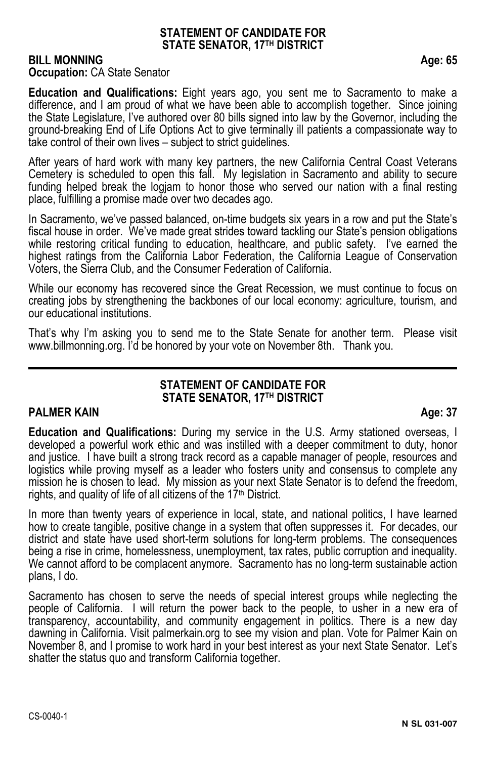## STATEMENT OF CANDIDATE FOR STATE SENATOR, 17TH DISTRICT

**BILL MONNING** **Age: 65**

**Occupation:** CA State Senator

**Education and Qualifications:** Eight years ago, you sent me to Sacramento to make a difference, and I am proud of what we have been able to accomplish together. Since joining the State Legislature, I've authored over 80 bills signed into law by the Governor, including the ground-breaking End of Life Options Act to give terminally ill patients a compassionate way to take control of their own lives – subject to strict guidelines.

After years of hard work with many key partners, the new California Central Coast Veterans Cemetery is scheduled to open this fall. My legislation in Sacramento and ability to secure funding helped break the logjam to honor those who served our nation with a final resting place, fulfilling a promise made over two decades ago.

In Sacramento, we've passed balanced, on-time budgets six years in a row and put the State's fiscal house in order. We've made great strides toward tackling our State's pension obligations while restoring critical funding to education, healthcare, and public safety. I've earned the highest ratings from the California Labor Federation, the California League of Conservation Voters, the Sierra Club, and the Consumer Federation of California.

While our economy has recovered since the Great Recession, we must continue to focus on creating jobs by strengthening the backbones of our local economy: agriculture, tourism, and our educational institutions.

That's why I'm asking you to send me to the State Senate for another term. Please visit www.billmonning.org. I'd be honored by your vote on November 8th. Thank you.

---

## STATEMENT OF CANDIDATE FOR STATE SENATOR, 17TH DISTRICT

**PALMER KAIN** **Age: 37**

**Education and Qualifications:** During my service in the U.S. Army stationed overseas, I developed a powerful work ethic and was instilled with a deeper commitment to duty, honor and justice. I have built a strong track record as a capable manager of people, resources and logistics while proving myself as a leader who fosters unity and consensus to complete any mission he is chosen to lead. My mission as your next State Senator is to defend the freedom, rights, and quality of life of all citizens of the 17th District.

In more than twenty years of experience in local, state, and national politics, I have learned how to create tangible, positive change in a system that often suppresses it. For decades, our district and state have used short-term solutions for long-term problems. The consequences being a rise in crime, homelessness, unemployment, tax rates, public corruption and inequality. We cannot afford to be complacent anymore. Sacramento has no long-term sustainable action plans, I do.

Sacramento has chosen to serve the needs of special interest groups while neglecting the people of California. I will return the power back to the people, to usher in a new era of transparency, accountability, and community engagement in politics. There is a new day dawning in California. Visit palmerkain.org to see my vision and plan. Vote for Palmer Kain on November 8, and I promise to work hard in your best interest as your next State Senator. Let's shatter the status quo and transform California together.

CS-0040-1

N SL 031-007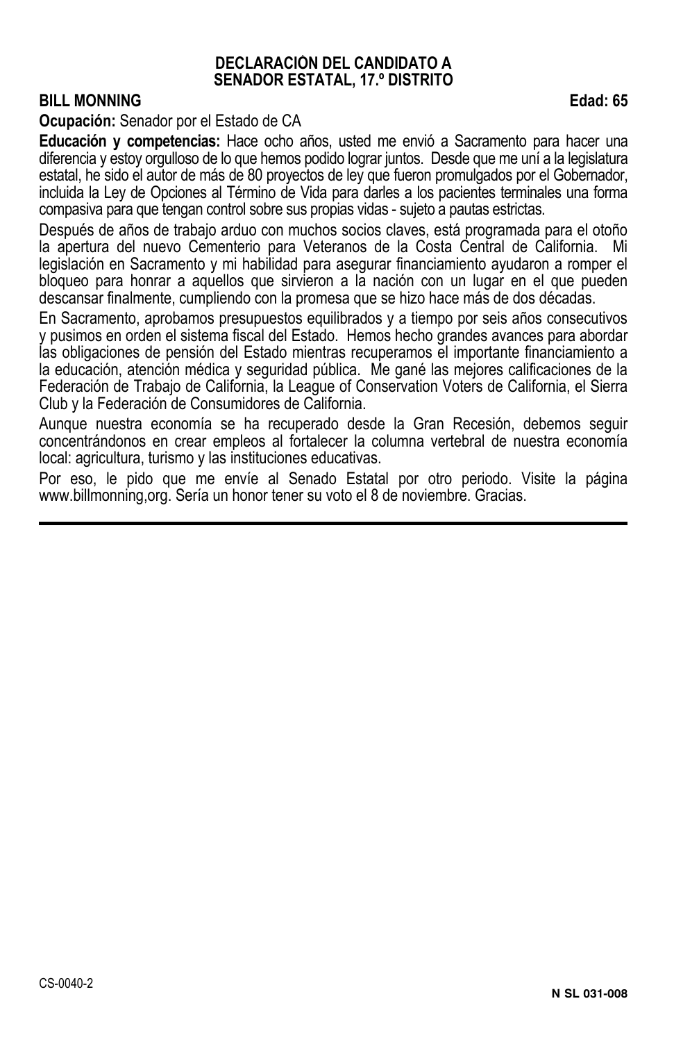# DECLARACIÓN DEL CANDIDATO A SENADOR ESTATAL, 17.º DISTRITO

**BILL MONNING** **Edad: 65**

**Ocupación:** Senador por el Estado de CA

**Educación y competencias:** Hace ocho años, usted me envió a Sacramento para hacer una diferencia y estoy orgulloso de lo que hemos podido lograr juntos. Desde que me uní a la legislatura estatal, he sido el autor de más de 80 proyectos de ley que fueron promulgados por el Gobernador, incluida la Ley de Opciones al Término de Vida para darles a los pacientes terminales una forma compasiva para que tengan control sobre sus propias vidas - sujeto a pautas estrictas.

Después de años de trabajo arduo con muchos socios claves, está programada para el otoño la apertura del nuevo Cementerio para Veteranos de la Costa Central de California. Mi legislación en Sacramento y mi habilidad para asegurar financiamiento ayudaron a romper el bloqueo para honrar a aquellos que sirvieron a la nación con un lugar en el que pueden descansar finalmente, cumpliendo con la promesa que se hizo hace más de dos décadas.

En Sacramento, aprobamos presupuestos equilibrados y a tiempo por seis años consecutivos y pusimos en orden el sistema fiscal del Estado. Hemos hecho grandes avances para abordar las obligaciones de pensión del Estado mientras recuperamos el importante financiamiento a la educación, atención médica y seguridad pública. Me gané las mejores calificaciones de la Federación de Trabajo de California, la League of Conservation Voters de California, el Sierra Club y la Federación de Consumidores de California.

Aunque nuestra economía se ha recuperado desde la Gran Recesión, debemos seguir concentrándonos en crear empleos al fortalecer la columna vertebral de nuestra economía local: agricultura, turismo y las instituciones educativas.

Por eso, le pido que me envíe al Senado Estatal por otro periodo. Visite la página www.billmonning,org. Sería un honor tener su voto el 8 de noviembre. Gracias.

CS-0040-2

N SL 031-008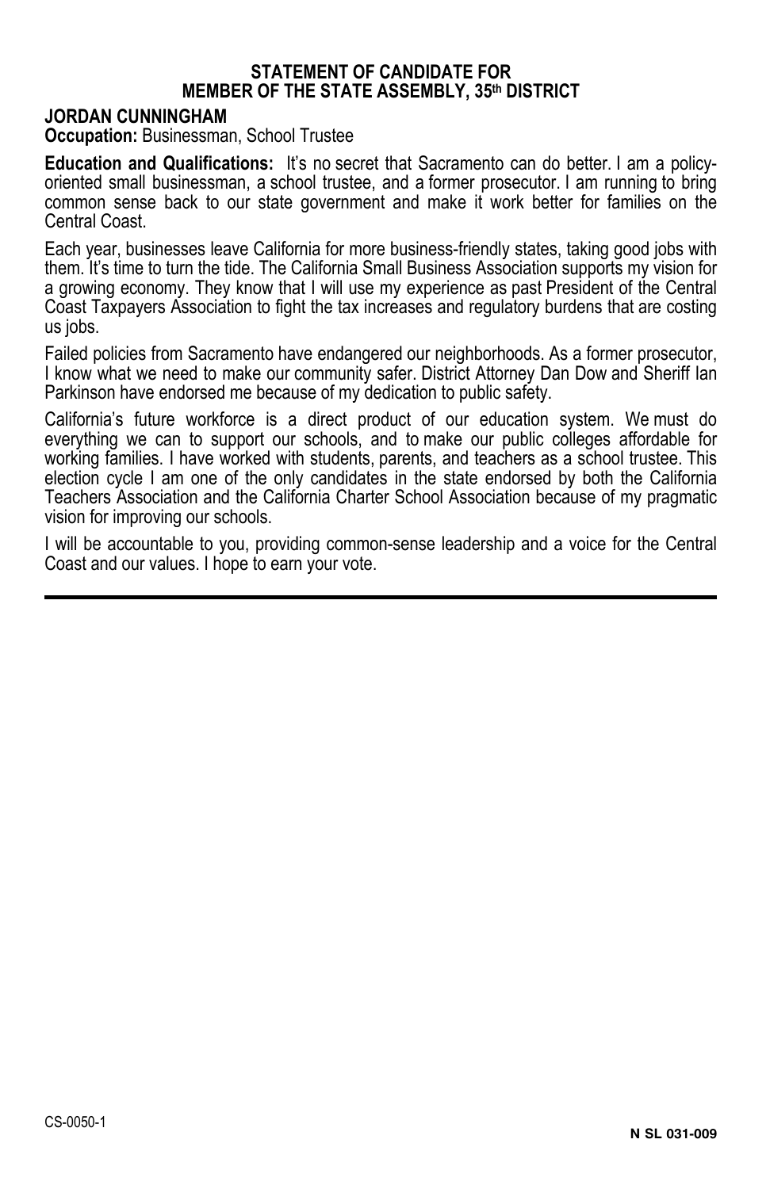**STATEMENT OF CANDIDATE FOR**
**MEMBER OF THE STATE ASSEMBLY, 35th DISTRICT**

**JORDAN CUNNINGHAM**

**Occupation:** Businessman, School Trustee

**Education and Qualifications:** It's no secret that Sacramento can do better. I am a policy-oriented small businessman, a school trustee, and a former prosecutor. I am running to bring common sense back to our state government and make it work better for families on the Central Coast.

Each year, businesses leave California for more business-friendly states, taking good jobs with them. It's time to turn the tide. The California Small Business Association supports my vision for a growing economy. They know that I will use my experience as past President of the Central Coast Taxpayers Association to fight the tax increases and regulatory burdens that are costing us jobs.

Failed policies from Sacramento have endangered our neighborhoods. As a former prosecutor, I know what we need to make our community safer. District Attorney Dan Dow and Sheriff Ian Parkinson have endorsed me because of my dedication to public safety.

California's future workforce is a direct product of our education system. We must do everything we can to support our schools, and to make our public colleges affordable for working families. I have worked with students, parents, and teachers as a school trustee. This election cycle I am one of the only candidates in the state endorsed by both the California Teachers Association and the California Charter School Association because of my pragmatic vision for improving our schools.

I will be accountable to you, providing common-sense leadership and a voice for the Central Coast and our values. I hope to earn your vote.

CS-0050-1

**N SL 031-009**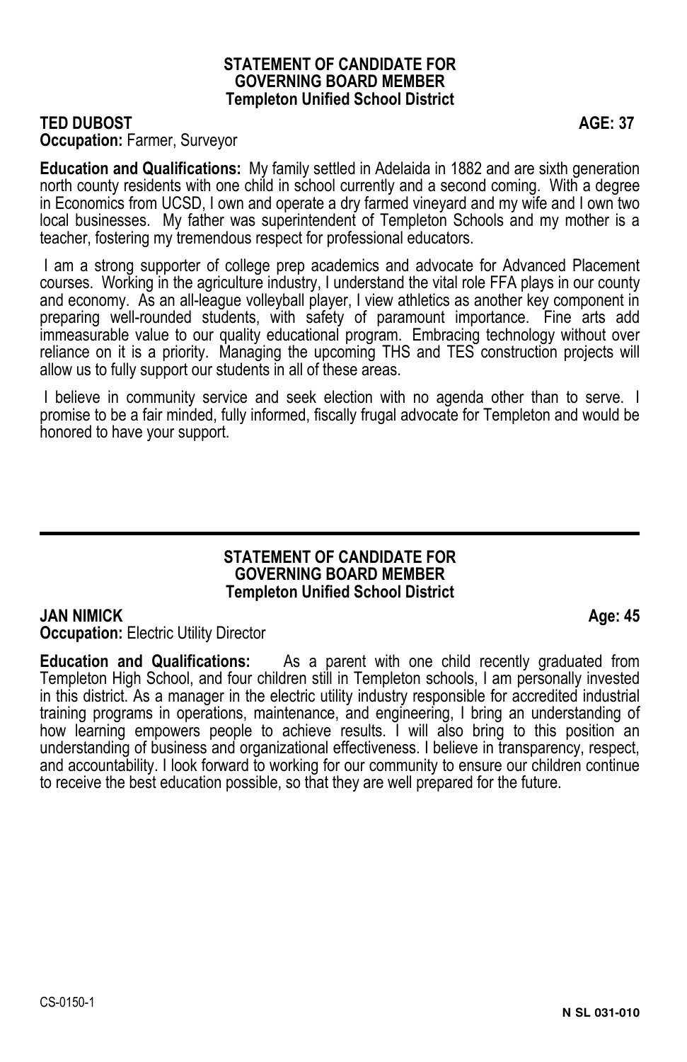**STATEMENT OF CANDIDATE FOR**
**GOVERNING BOARD MEMBER**
**Templeton Unified School District**

**TED DUBOST** **AGE: 37**

**Occupation:** Farmer, Surveyor

**Education and Qualifications:** My family settled in Adelaida in 1882 and are sixth generation north county residents with one child in school currently and a second coming. With a degree in Economics from UCSD, I own and operate a dry farmed vineyard and my wife and I own two local businesses. My father was superintendent of Templeton Schools and my mother is a teacher, fostering my tremendous respect for professional educators.

I am a strong supporter of college prep academics and advocate for Advanced Placement courses. Working in the agriculture industry, I understand the vital role FFA plays in our county and economy. As an all-league volleyball player, I view athletics as another key component in preparing well-rounded students, with safety of paramount importance. Fine arts add immeasurable value to our quality educational program. Embracing technology without over reliance on it is a priority. Managing the upcoming THS and TES construction projects will allow us to fully support our students in all of these areas.

I believe in community service and seek election with no agenda other than to serve. I promise to be a fair minded, fully informed, fiscally frugal advocate for Templeton and would be honored to have your support.

---

**STATEMENT OF CANDIDATE FOR**
**GOVERNING BOARD MEMBER**
**Templeton Unified School District**

**JAN NIMICK** **Age: 45**

**Occupation:** Electric Utility Director

**Education and Qualifications:** As a parent with one child recently graduated from Templeton High School, and four children still in Templeton schools, I am personally invested in this district. As a manager in the electric utility industry responsible for accredited industrial training programs in operations, maintenance, and engineering, I bring an understanding of how learning empowers people to achieve results. I will also bring to this position an understanding of business and organizational effectiveness. I believe in transparency, respect, and accountability. I look forward to working for our community to ensure our children continue to receive the best education possible, so that they are well prepared for the future.

CS-0150-1

**N SL 031-010**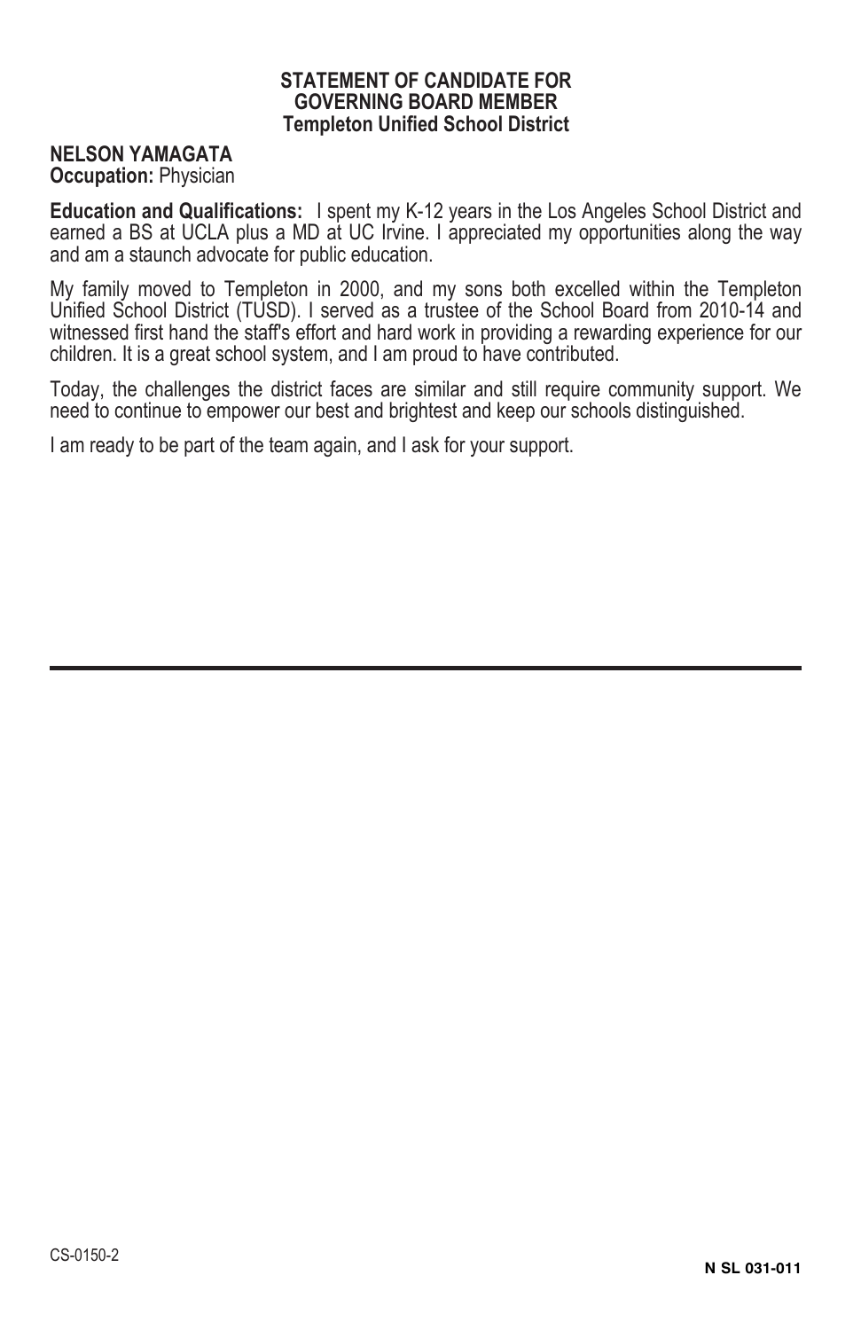**STATEMENT OF CANDIDATE FOR GOVERNING BOARD MEMBER**
**Templeton Unified School District**

**NELSON YAMAGATA**
**Occupation:** Physician

**Education and Qualifications:** I spent my K-12 years in the Los Angeles School District and earned a BS at UCLA plus a MD at UC Irvine. I appreciated my opportunities along the way and am a staunch advocate for public education.

My family moved to Templeton in 2000, and my sons both excelled within the Templeton Unified School District (TUSD). I served as a trustee of the School Board from 2010-14 and witnessed first hand the staff's effort and hard work in providing a rewarding experience for our children. It is a great school system, and I am proud to have contributed.

Today, the challenges the district faces are similar and still require community support. We need to continue to empower our best and brightest and keep our schools distinguished.

I am ready to be part of the team again, and I ask for your support.

CS-0150-2

**N SL 031-011**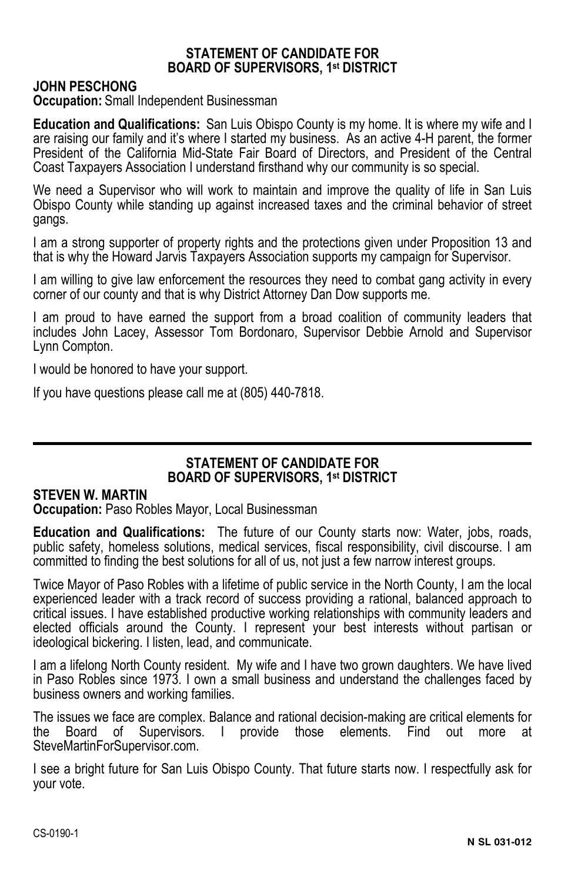## STATEMENT OF CANDIDATE FOR BOARD OF SUPERVISORS, 1st DISTRICT

**JOHN PESCHONG**

**Occupation:** Small Independent Businessman

**Education and Qualifications:** San Luis Obispo County is my home. It is where my wife and I are raising our family and it's where I started my business. As an active 4-H parent, the former President of the California Mid-State Fair Board of Directors, and President of the Central Coast Taxpayers Association I understand firsthand why our community is so special.

We need a Supervisor who will work to maintain and improve the quality of life in San Luis Obispo County while standing up against increased taxes and the criminal behavior of street gangs.

I am a strong supporter of property rights and the protections given under Proposition 13 and that is why the Howard Jarvis Taxpayers Association supports my campaign for Supervisor.

I am willing to give law enforcement the resources they need to combat gang activity in every corner of our county and that is why District Attorney Dan Dow supports me.

I am proud to have earned the support from a broad coalition of community leaders that includes John Lacey, Assessor Tom Bordonaro, Supervisor Debbie Arnold and Supervisor Lynn Compton.

I would be honored to have your support.

If you have questions please call me at (805) 440-7818.

---

## STATEMENT OF CANDIDATE FOR BOARD OF SUPERVISORS, 1st DISTRICT

**STEVEN W. MARTIN**

**Occupation:** Paso Robles Mayor, Local Businessman

**Education and Qualifications:** The future of our County starts now: Water, jobs, roads, public safety, homeless solutions, medical services, fiscal responsibility, civil discourse. I am committed to finding the best solutions for all of us, not just a few narrow interest groups.

Twice Mayor of Paso Robles with a lifetime of public service in the North County, I am the local experienced leader with a track record of success providing a rational, balanced approach to critical issues. I have established productive working relationships with community leaders and elected officials around the County. I represent your best interests without partisan or ideological bickering. I listen, lead, and communicate.

I am a lifelong North County resident. My wife and I have two grown daughters. We have lived in Paso Robles since 1973. I own a small business and understand the challenges faced by business owners and working families.

The issues we face are complex. Balance and rational decision-making are critical elements for the Board of Supervisors. I provide those elements. Find out more at SteveMartinForSupervisor.com.

I see a bright future for San Luis Obispo County. That future starts now. I respectfully ask for your vote.

CS-0190-1

N SL 031-012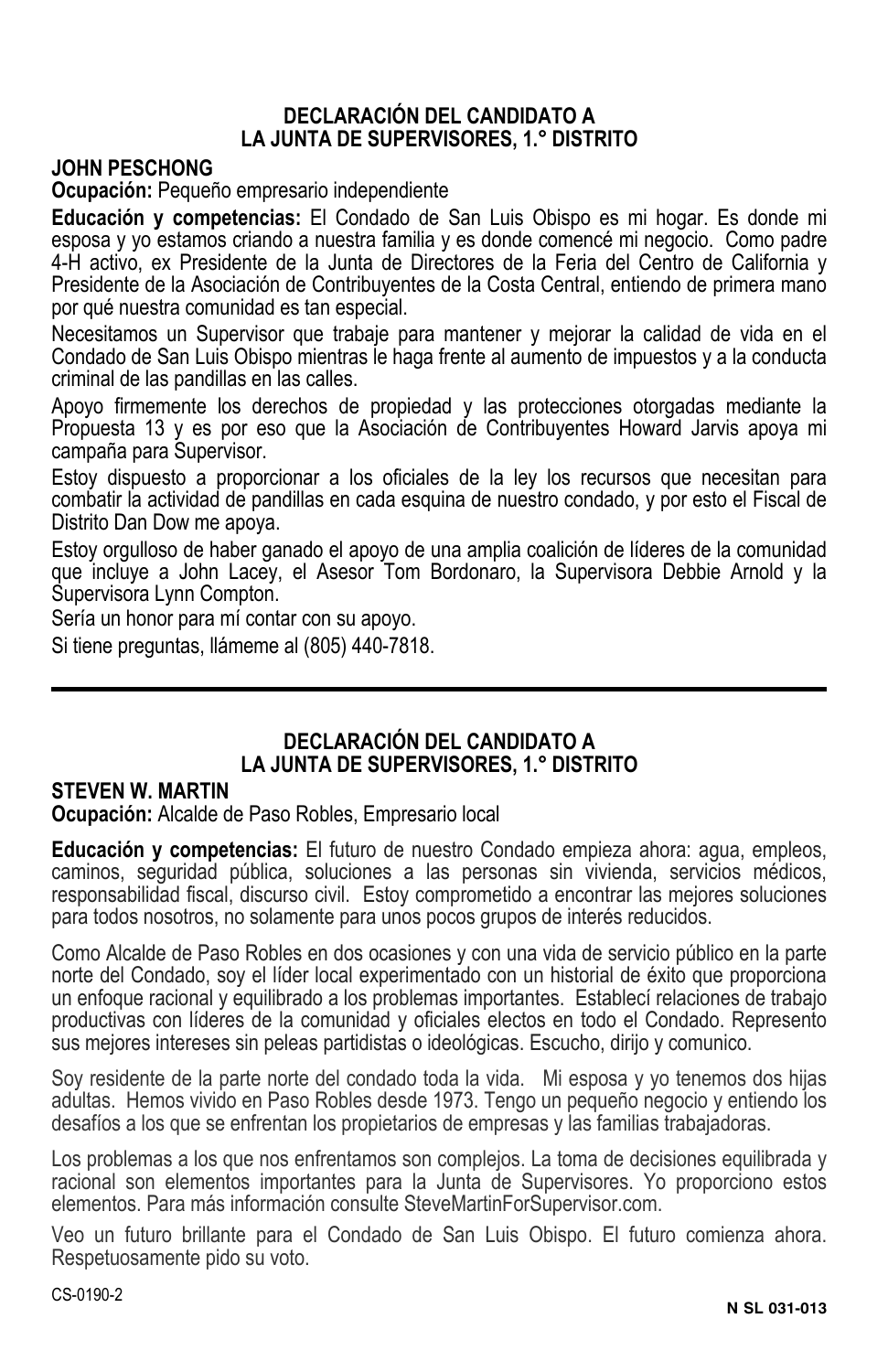## DECLARACIÓN DEL CANDIDATO A LA JUNTA DE SUPERVISORES, 1.° DISTRITO

**JOHN PESCHONG**

**Ocupación:** Pequeño empresario independiente

**Educación y competencias:** El Condado de San Luis Obispo es mi hogar. Es donde mi esposa y yo estamos criando a nuestra familia y es donde comencé mi negocio. Como padre 4-H activo, ex Presidente de la Junta de Directores de la Feria del Centro de California y Presidente de la Asociación de Contribuyentes de la Costa Central, entiendo de primera mano por qué nuestra comunidad es tan especial.

Necesitamos un Supervisor que trabaje para mantener y mejorar la calidad de vida en el Condado de San Luis Obispo mientras le haga frente al aumento de impuestos y a la conducta criminal de las pandillas en las calles.

Apoyo firmemente los derechos de propiedad y las protecciones otorgadas mediante la Propuesta 13 y es por eso que la Asociación de Contribuyentes Howard Jarvis apoya mi campaña para Supervisor.

Estoy dispuesto a proporcionar a los oficiales de la ley los recursos que necesitan para combatir la actividad de pandillas en cada esquina de nuestro condado, y por esto el Fiscal de Distrito Dan Dow me apoya.

Estoy orgulloso de haber ganado el apoyo de una amplia coalición de líderes de la comunidad que incluye a John Lacey, el Asesor Tom Bordonaro, la Supervisora Debbie Arnold y la Supervisora Lynn Compton.

Sería un honor para mí contar con su apoyo.

Si tiene preguntas, llámeme al (805) 440-7818.

---

## DECLARACIÓN DEL CANDIDATO A LA JUNTA DE SUPERVISORES, 1.° DISTRITO

**STEVEN W. MARTIN**

**Ocupación:** Alcalde de Paso Robles, Empresario local

**Educación y competencias:** El futuro de nuestro Condado empieza ahora: agua, empleos, caminos, seguridad pública, soluciones a las personas sin vivienda, servicios médicos, responsabilidad fiscal, discurso civil. Estoy comprometido a encontrar las mejores soluciones para todos nosotros, no solamente para unos pocos grupos de interés reducidos.

Como Alcalde de Paso Robles en dos ocasiones y con una vida de servicio público en la parte norte del Condado, soy el líder local experimentado con un historial de éxito que proporciona un enfoque racional y equilibrado a los problemas importantes. Establecí relaciones de trabajo productivas con líderes de la comunidad y oficiales electos en todo el Condado. Represento sus mejores intereses sin peleas partidistas o ideológicas. Escucho, dirijo y comunico.

Soy residente de la parte norte del condado toda la vida. Mi esposa y yo tenemos dos hijas adultas. Hemos vivido en Paso Robles desde 1973. Tengo un pequeño negocio y entiendo los desafíos a los que se enfrentan los propietarios de empresas y las familias trabajadoras.

Los problemas a los que nos enfrentamos son complejos. La toma de decisiones equilibrada y racional son elementos importantes para la Junta de Supervisores. Yo proporciono estos elementos. Para más información consulte SteveMartinForSupervisor.com.

Veo un futuro brillante para el Condado de San Luis Obispo. El futuro comienza ahora. Respetuosamente pido su voto.

CS-0190-2

N SL 031-013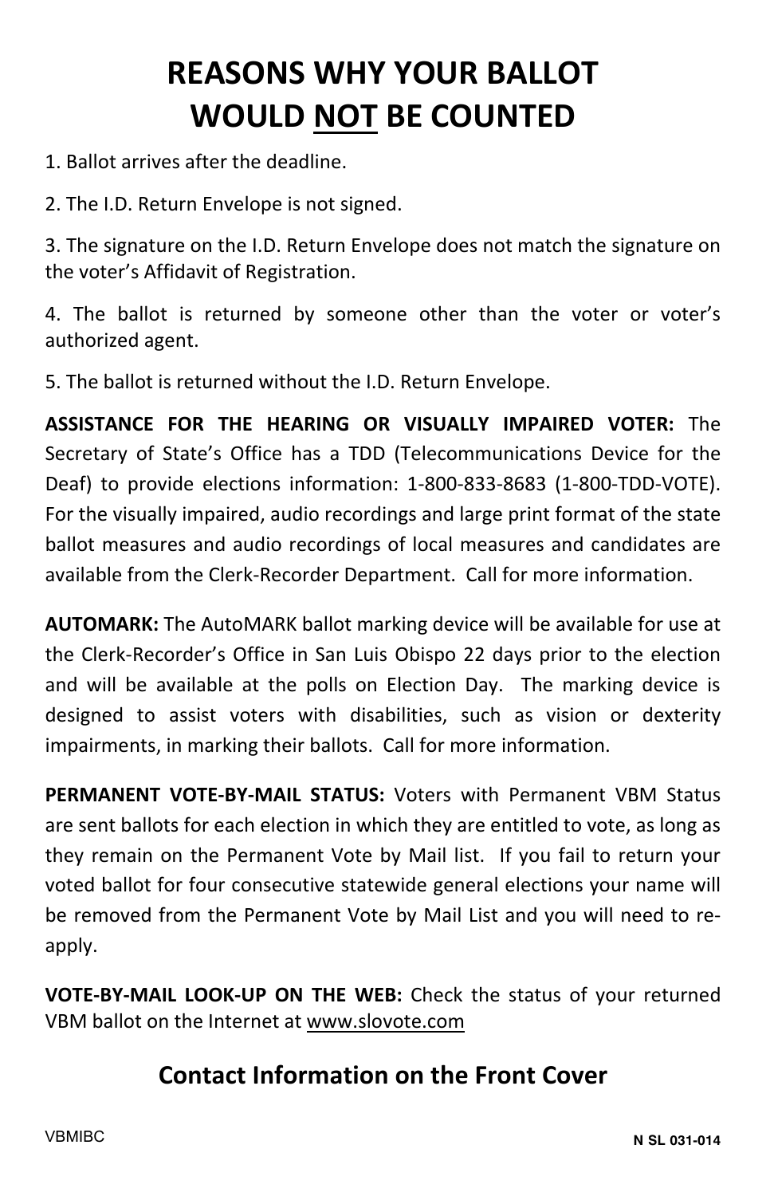# REASONS WHY YOUR BALLOT WOULD NOT BE COUNTED

1. Ballot arrives after the deadline.

2. The I.D. Return Envelope is not signed.

3. The signature on the I.D. Return Envelope does not match the signature on the voter's Affidavit of Registration.

4. The ballot is returned by someone other than the voter or voter's authorized agent.

5. The ballot is returned without the I.D. Return Envelope.

**ASSISTANCE FOR THE HEARING OR VISUALLY IMPAIRED VOTER:** The Secretary of State's Office has a TDD (Telecommunications Device for the Deaf) to provide elections information: 1-800-833-8683 (1-800-TDD-VOTE). For the visually impaired, audio recordings and large print format of the state ballot measures and audio recordings of local measures and candidates are available from the Clerk-Recorder Department. Call for more information.

**AUTOMARK:** The AutoMARK ballot marking device will be available for use at the Clerk-Recorder's Office in San Luis Obispo 22 days prior to the election and will be available at the polls on Election Day. The marking device is designed to assist voters with disabilities, such as vision or dexterity impairments, in marking their ballots. Call for more information.

**PERMANENT VOTE-BY-MAIL STATUS:** Voters with Permanent VBM Status are sent ballots for each election in which they are entitled to vote, as long as they remain on the Permanent Vote by Mail list. If you fail to return your voted ballot for four consecutive statewide general elections your name will be removed from the Permanent Vote by Mail List and you will need to re-apply.

**VOTE-BY-MAIL LOOK-UP ON THE WEB:** Check the status of your returned VBM ballot on the Internet at www.slovote.com

## Contact Information on the Front Cover

VBMIBC

N SL 031-014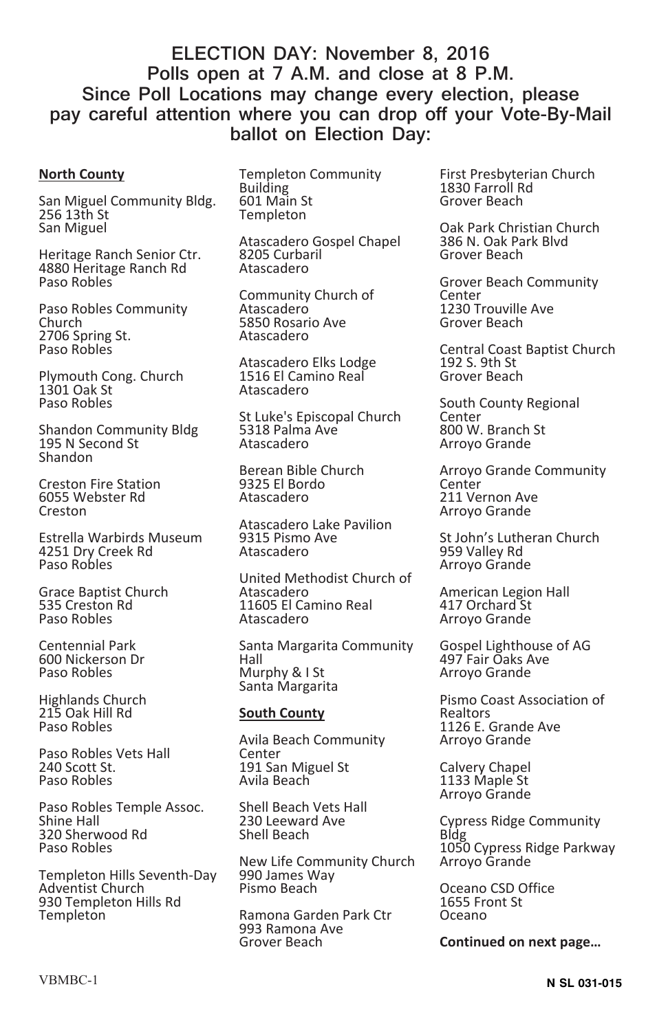## ELECTION DAY: November 8, 2016
## Polls open at 7 A.M. and close at 8 P.M.
## Since Poll Locations may change every election, please pay careful attention where you can drop off your Vote-By-Mail ballot on Election Day:

**North County**

San Miguel Community Bldg.
256 13th St
San Miguel

Heritage Ranch Senior Ctr.
4880 Heritage Ranch Rd
Paso Robles

Paso Robles Community Church
2706 Spring St.
Paso Robles

Plymouth Cong. Church
1301 Oak St
Paso Robles

Shandon Community Bldg
195 N Second St
Shandon

Creston Fire Station
6055 Webster Rd
Creston

Estrella Warbirds Museum
4251 Dry Creek Rd
Paso Robles

Grace Baptist Church
535 Creston Rd
Paso Robles

Centennial Park
600 Nickerson Dr
Paso Robles

Highlands Church
215 Oak Hill Rd
Paso Robles

Paso Robles Vets Hall
240 Scott St.
Paso Robles

Paso Robles Temple Assoc. Shine Hall
320 Sherwood Rd
Paso Robles

Templeton Hills Seventh-Day Adventist Church
930 Templeton Hills Rd
Templeton

Templeton Community Building
601 Main St
Templeton

Atascadero Gospel Chapel
8205 Curbaril
Atascadero

Community Church of Atascadero
5850 Rosario Ave
Atascadero

Atascadero Elks Lodge
1516 El Camino Real
Atascadero

St Luke's Episcopal Church
5318 Palma Ave
Atascadero

Berean Bible Church
9325 El Bordo
Atascadero

Atascadero Lake Pavilion
9315 Pismo Ave
Atascadero

United Methodist Church of Atascadero
11605 El Camino Real
Atascadero

Santa Margarita Community Hall
Murphy & I St
Santa Margarita

**South County**

Avila Beach Community Center
191 San Miguel St
Avila Beach

Shell Beach Vets Hall
230 Leeward Ave
Shell Beach

New Life Community Church
990 James Way
Pismo Beach

Ramona Garden Park Ctr
993 Ramona Ave
Grover Beach

First Presbyterian Church
1830 Farroll Rd
Grover Beach

Oak Park Christian Church
386 N. Oak Park Blvd
Grover Beach

Grover Beach Community Center
1230 Trouville Ave
Grover Beach

Central Coast Baptist Church
192 S. 9th St
Grover Beach

South County Regional Center
800 W. Branch St
Arroyo Grande

Arroyo Grande Community Center
211 Vernon Ave
Arroyo Grande

St John's Lutheran Church
959 Valley Rd
Arroyo Grande

American Legion Hall
417 Orchard St
Arroyo Grande

Gospel Lighthouse of AG
497 Fair Oaks Ave
Arroyo Grande

Pismo Coast Association of Realtors
1126 E. Grande Ave
Arroyo Grande

Calvery Chapel
1133 Maple St
Arroyo Grande

Cypress Ridge Community Bldg
1050 Cypress Ridge Parkway
Arroyo Grande

Oceano CSD Office
1655 Front St
Oceano

**Continued on next page…**

VBMBC-1

N SL 031-015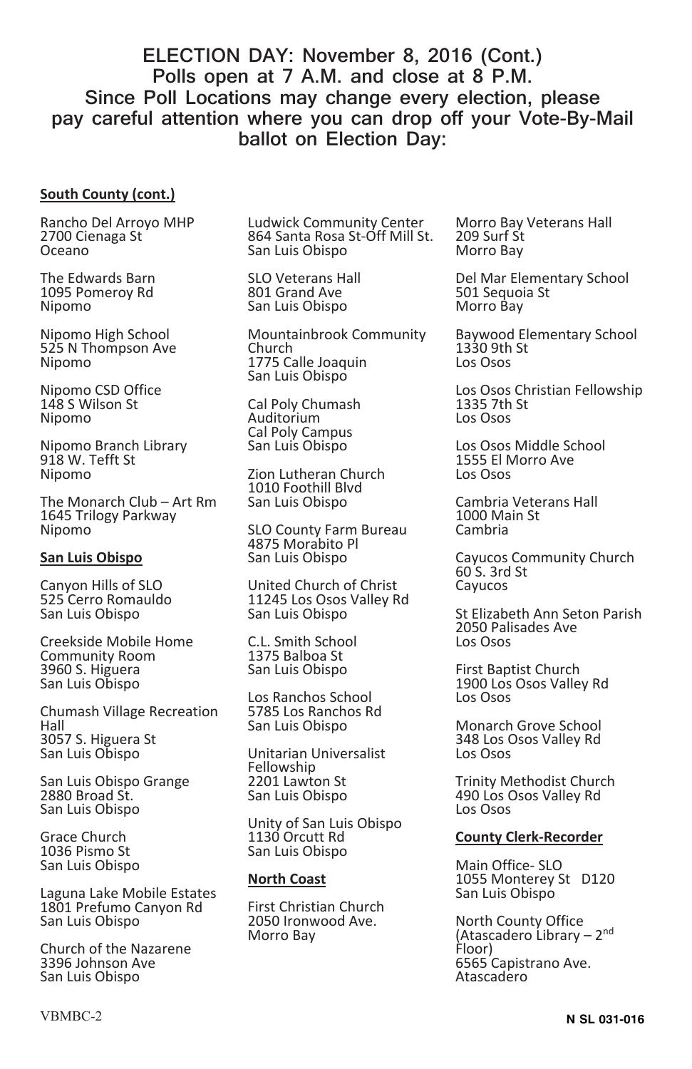# ELECTION DAY: November 8, 2016 (Cont.)
## Polls open at 7 A.M. and close at 8 P.M.
## Since Poll Locations may change every election, please pay careful attention where you can drop off your Vote-By-Mail ballot on Election Day:

**South County (cont.)**

Rancho Del Arroyo MHP
2700 Cienaga St
Oceano

The Edwards Barn
1095 Pomeroy Rd
Nipomo

Nipomo High School
525 N Thompson Ave
Nipomo

Nipomo CSD Office
148 S Wilson St
Nipomo

Nipomo Branch Library
918 W. Tefft St
Nipomo

The Monarch Club – Art Rm
1645 Trilogy Parkway
Nipomo

**San Luis Obispo**

Canyon Hills of SLO
525 Cerro Romauldo
San Luis Obispo

Creekside Mobile Home Community Room
3960 S. Higuera
San Luis Obispo

Chumash Village Recreation Hall
3057 S. Higuera St
San Luis Obispo

San Luis Obispo Grange
2880 Broad St.
San Luis Obispo

Grace Church
1036 Pismo St
San Luis Obispo

Laguna Lake Mobile Estates
1801 Prefumo Canyon Rd
San Luis Obispo

Church of the Nazarene
3396 Johnson Ave
San Luis Obispo

Ludwick Community Center
864 Santa Rosa St-Off Mill St.
San Luis Obispo

SLO Veterans Hall
801 Grand Ave
San Luis Obispo

Mountainbrook Community Church
1775 Calle Joaquin
San Luis Obispo

Cal Poly Chumash Auditorium
Cal Poly Campus
San Luis Obispo

Zion Lutheran Church
1010 Foothill Blvd
San Luis Obispo

SLO County Farm Bureau
4875 Morabito Pl
San Luis Obispo

United Church of Christ
11245 Los Osos Valley Rd
San Luis Obispo

C.L. Smith School
1375 Balboa St
San Luis Obispo

Los Ranchos School
5785 Los Ranchos Rd
San Luis Obispo

Unitarian Universalist Fellowship
2201 Lawton St
San Luis Obispo

Unity of San Luis Obispo
1130 Orcutt Rd
San Luis Obispo

**North Coast**

First Christian Church
2050 Ironwood Ave.
Morro Bay

Morro Bay Veterans Hall
209 Surf St
Morro Bay

Del Mar Elementary School
501 Sequoia St
Morro Bay

Baywood Elementary School
1330 9th St
Los Osos

Los Osos Christian Fellowship
1335 7th St
Los Osos

Los Osos Middle School
1555 El Morro Ave
Los Osos

Cambria Veterans Hall
1000 Main St
Cambria

Cayucos Community Church
60 S. 3rd St
Cayucos

St Elizabeth Ann Seton Parish
2050 Palisades Ave
Los Osos

First Baptist Church
1900 Los Osos Valley Rd
Los Osos

Monarch Grove School
348 Los Osos Valley Rd
Los Osos

Trinity Methodist Church
490 Los Osos Valley Rd
Los Osos

**County Clerk-Recorder**

Main Office- SLO
1055 Monterey St D120
San Luis Obispo

North County Office
(Atascadero Library – 2nd Floor)
6565 Capistrano Ave.
Atascadero

VBMBC-2

N SL 031-016